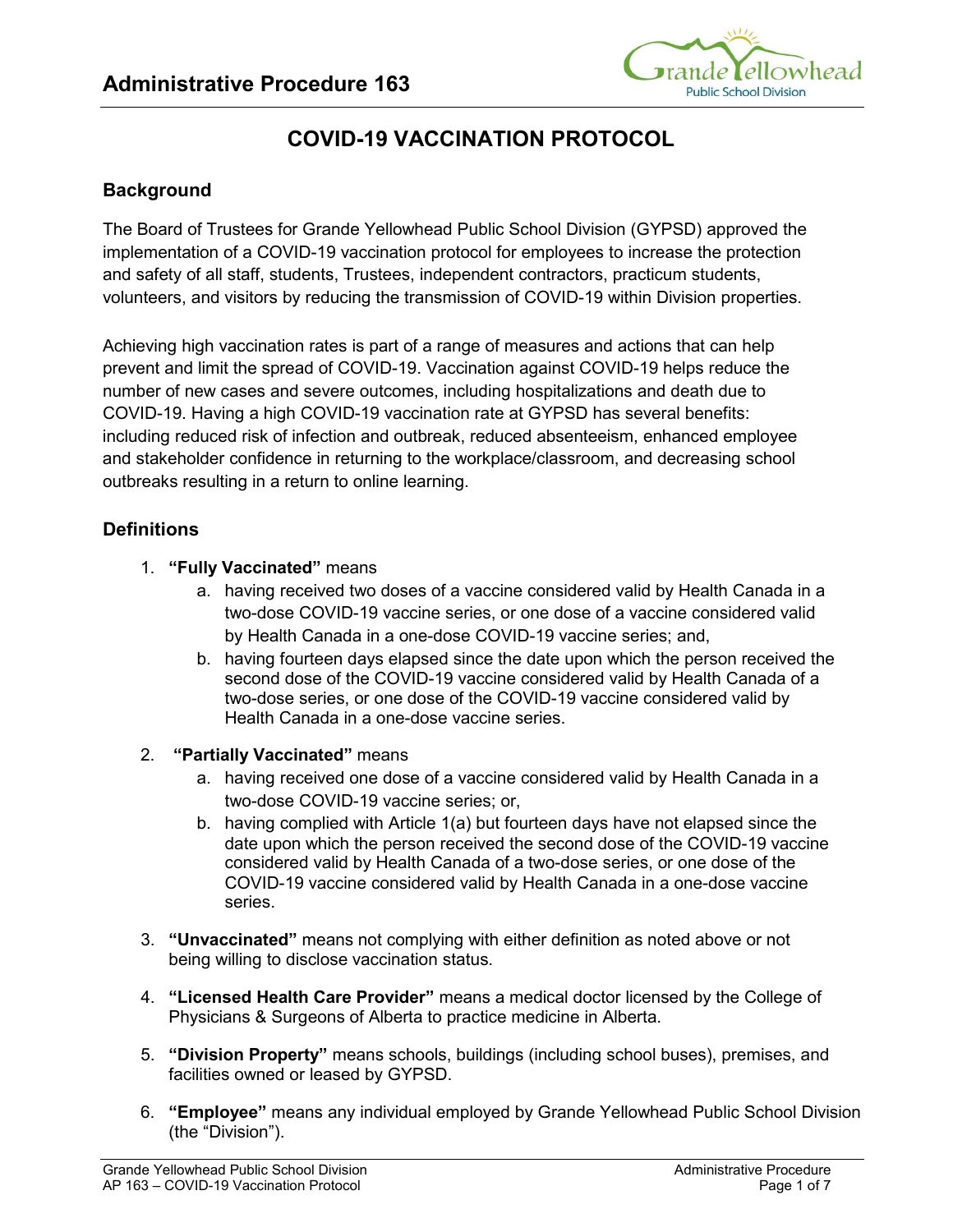# Administrative Procedure 163

## COVID-19 VACCINATION PROTOCOL

### Background

The Board of Trustees for Grande Yellowhead Public School Division (GYPSD) approved the implementation of a COVID-19 vaccination protocol for employees to increase the protection and safety of all staff, students, Trustees, independent contractors, practicum students, volunteers, and visitors by reducing the transmission of COVID-19 within Division properties.

Achieving high vaccination rates is part of a range of measures and actions that can help prevent and limit the spread of COVID-19. Vaccination against COVID-19 helps reduce the number of new cases and severe outcomes, including hospitalizations and death due to COVID-19. Having a high COVID-19 vaccination rate at GYPSD has several benefits: including reduced risk of infection and outbreak, reduced absenteeism, enhanced employee and stakeholder confidence in returning to the workplace/classroom, and decreasing school outbreaks resulting in a return to online learning.

### Definitions

1. **"Fully Vaccinated"** means
   a. having received two doses of a vaccine considered valid by Health Canada in a two-dose COVID-19 vaccine series, or one dose of a vaccine considered valid by Health Canada in a one-dose COVID-19 vaccine series; and,
   b. having fourteen days elapsed since the date upon which the person received the second dose of the COVID-19 vaccine considered valid by Health Canada of a two-dose series, or one dose of the COVID-19 vaccine considered valid by Health Canada in a one-dose vaccine series.

2. **"Partially Vaccinated"** means
   a. having received one dose of a vaccine considered valid by Health Canada in a two-dose COVID-19 vaccine series; or,
   b. having complied with Article 1(a) but fourteen days have not elapsed since the date upon which the person received the second dose of the COVID-19 vaccine considered valid by Health Canada of a two-dose series, or one dose of the COVID-19 vaccine considered valid by Health Canada in a one-dose vaccine series.

3. **"Unvaccinated"** means not complying with either definition as noted above or not being willing to disclose vaccination status.

4. **"Licensed Health Care Provider"** means a medical doctor licensed by the College of Physicians & Surgeons of Alberta to practice medicine in Alberta.

5. **"Division Property"** means schools, buildings (including school buses), premises, and facilities owned or leased by GYPSD.

6. **"Employee"** means any individual employed by Grande Yellowhead Public School Division (the "Division").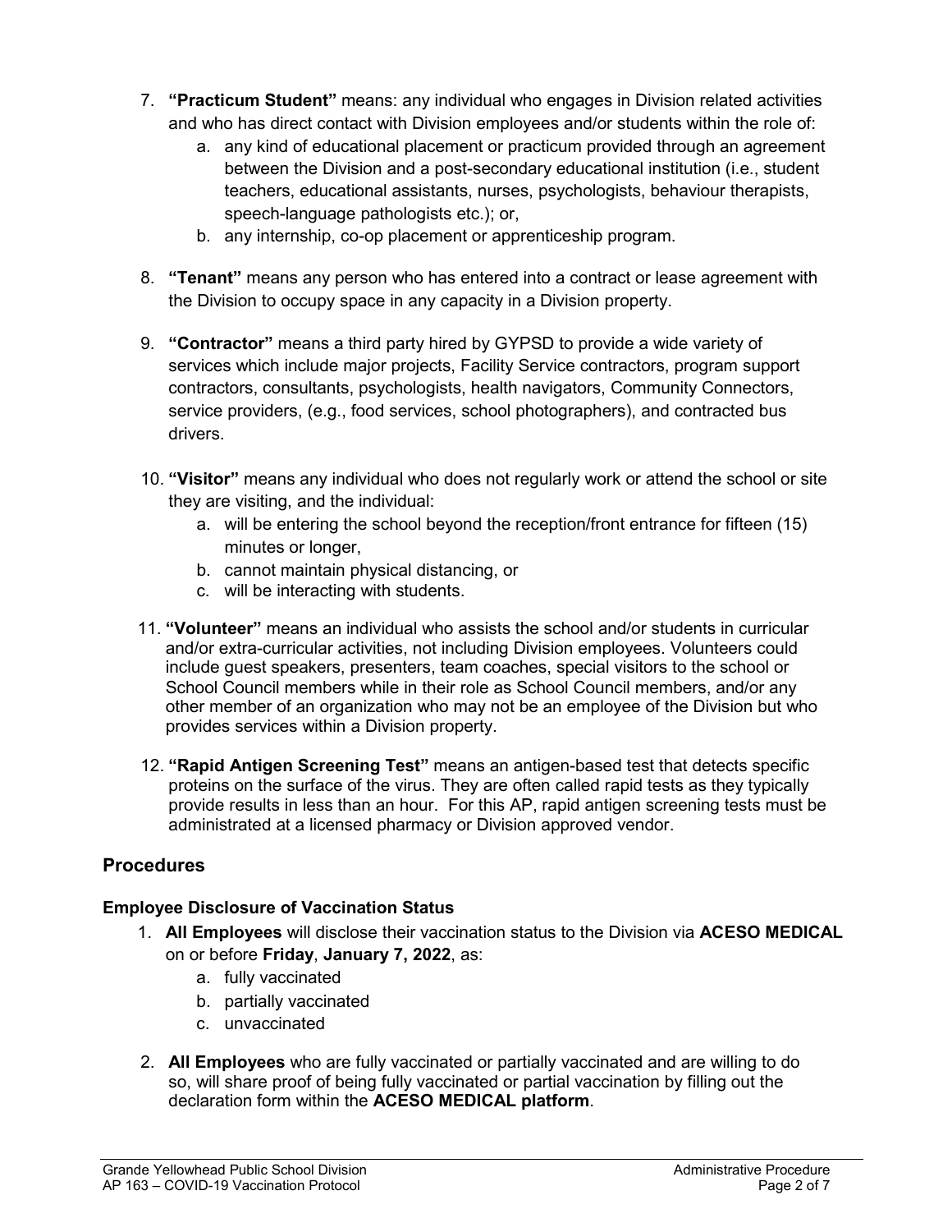7. **"Practicum Student"** means: any individual who engages in Division related activities and who has direct contact with Division employees and/or students within the role of:
   a. any kind of educational placement or practicum provided through an agreement between the Division and a post-secondary educational institution (i.e., student teachers, educational assistants, nurses, psychologists, behaviour therapists, speech-language pathologists etc.); or,
   b. any internship, co-op placement or apprenticeship program.

8. **"Tenant"** means any person who has entered into a contract or lease agreement with the Division to occupy space in any capacity in a Division property.

9. **"Contractor"** means a third party hired by GYPSD to provide a wide variety of services which include major projects, Facility Service contractors, program support contractors, consultants, psychologists, health navigators, Community Connectors, service providers, (e.g., food services, school photographers), and contracted bus drivers.

10. **"Visitor"** means any individual who does not regularly work or attend the school or site they are visiting, and the individual:
    a. will be entering the school beyond the reception/front entrance for fifteen (15) minutes or longer,
    b. cannot maintain physical distancing, or
    c. will be interacting with students.

11. **"Volunteer"** means an individual who assists the school and/or students in curricular and/or extra-curricular activities, not including Division employees. Volunteers could include guest speakers, presenters, team coaches, special visitors to the school or School Council members while in their role as School Council members, and/or any other member of an organization who may not be an employee of the Division but who provides services within a Division property.

12. **"Rapid Antigen Screening Test"** means an antigen-based test that detects specific proteins on the surface of the virus. They are often called rapid tests as they typically provide results in less than an hour. For this AP, rapid antigen screening tests must be administrated at a licensed pharmacy or Division approved vendor.

## Procedures

### Employee Disclosure of Vaccination Status

1. **All Employees** will disclose their vaccination status to the Division via **ACESO MEDICAL** on or before **Friday**, **January 7, 2022**, as:
   a. fully vaccinated
   b. partially vaccinated
   c. unvaccinated

2. **All Employees** who are fully vaccinated or partially vaccinated and are willing to do so, will share proof of being fully vaccinated or partial vaccination by filling out the declaration form within the **ACESO MEDICAL platform**.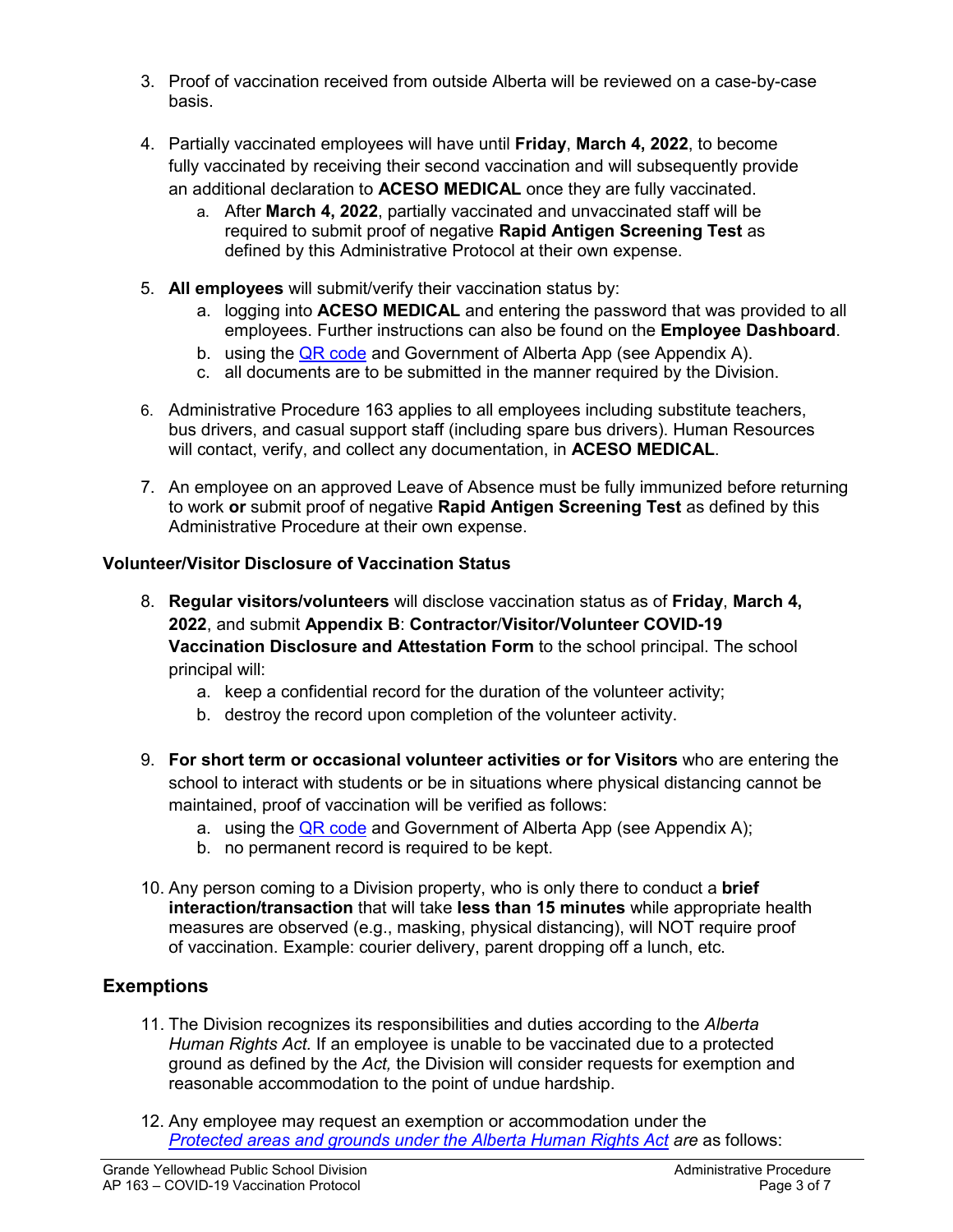3. Proof of vaccination received from outside Alberta will be reviewed on a case-by-case basis.

4. Partially vaccinated employees will have until **Friday**, **March 4, 2022**, to become fully vaccinated by receiving their second vaccination and will subsequently provide an additional declaration to **ACESO MEDICAL** once they are fully vaccinated.
   a. After **March 4, 2022**, partially vaccinated and unvaccinated staff will be required to submit proof of negative **Rapid Antigen Screening Test** as defined by this Administrative Protocol at their own expense.

5. **All employees** will submit/verify their vaccination status by:
   a. logging into **ACESO MEDICAL** and entering the password that was provided to all employees. Further instructions can also be found on the **Employee Dashboard**.
   b. using the QR code and Government of Alberta App (see Appendix A).
   c. all documents are to be submitted in the manner required by the Division.

6. Administrative Procedure 163 applies to all employees including substitute teachers, bus drivers, and casual support staff (including spare bus drivers). Human Resources will contact, verify, and collect any documentation, in **ACESO MEDICAL**.

7. An employee on an approved Leave of Absence must be fully immunized before returning to work **or** submit proof of negative **Rapid Antigen Screening Test** as defined by this Administrative Procedure at their own expense.

**Volunteer/Visitor Disclosure of Vaccination Status**

8. **Regular visitors/volunteers** will disclose vaccination status as of **Friday**, **March 4, 2022**, and submit **Appendix B**: **Contractor/Visitor/Volunteer COVID-19 Vaccination Disclosure and Attestation Form** to the school principal. The school principal will:
   a. keep a confidential record for the duration of the volunteer activity;
   b. destroy the record upon completion of the volunteer activity.

9. **For short term or occasional volunteer activities or for Visitors** who are entering the school to interact with students or be in situations where physical distancing cannot be maintained, proof of vaccination will be verified as follows:
   a. using the QR code and Government of Alberta App (see Appendix A);
   b. no permanent record is required to be kept.

10. Any person coming to a Division property, who is only there to conduct a **brief interaction/transaction** that will take **less than 15 minutes** while appropriate health measures are observed (e.g., masking, physical distancing), will NOT require proof of vaccination. Example: courier delivery, parent dropping off a lunch, etc.

## Exemptions

11. The Division recognizes its responsibilities and duties according to the *Alberta Human Rights Act.* If an employee is unable to be vaccinated due to a protected ground as defined by the *Act,* the Division will consider requests for exemption and reasonable accommodation to the point of undue hardship.

12. Any employee may request an exemption or accommodation under the *Protected areas and grounds under the Alberta Human Rights Act are* as follows: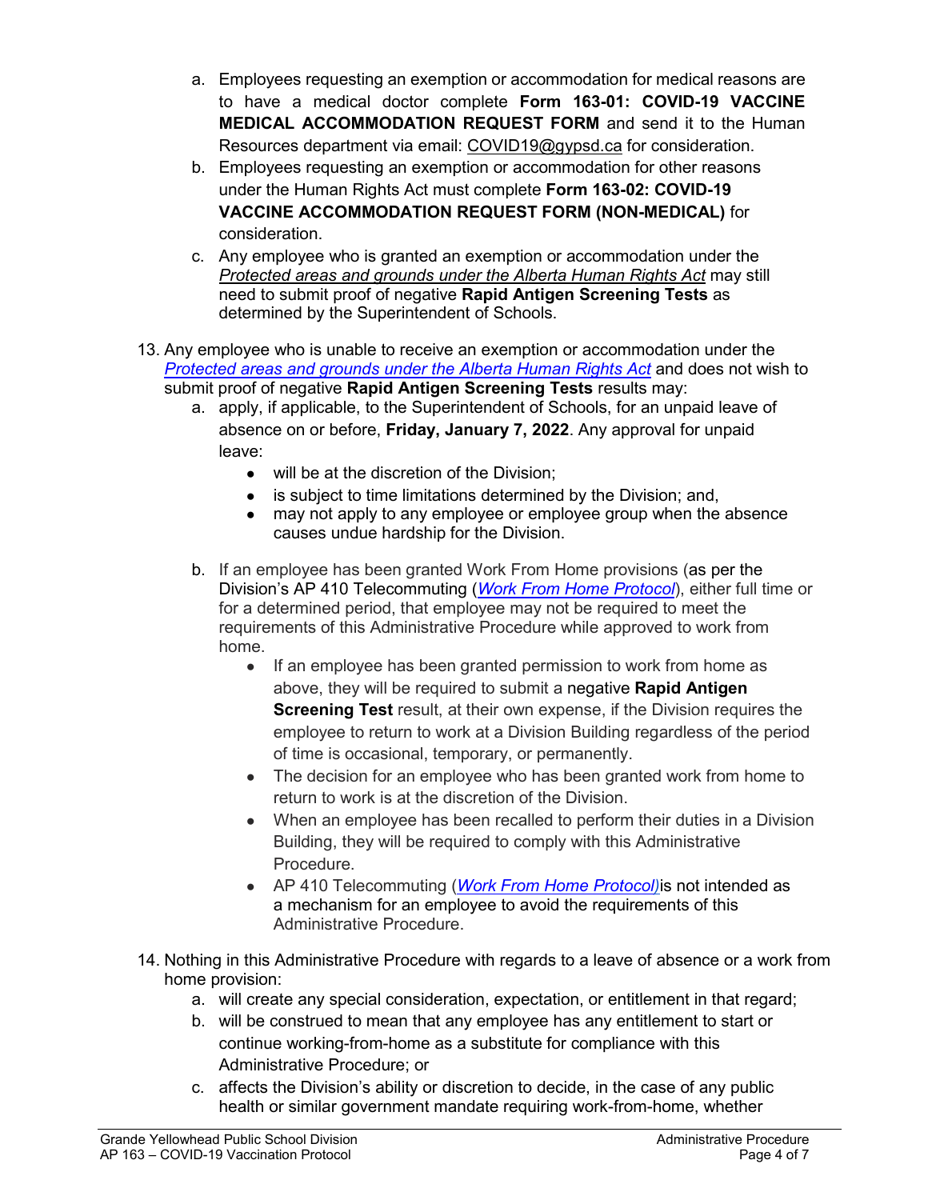a. Employees requesting an exemption or accommodation for medical reasons are to have a medical doctor complete **Form 163-01: COVID-19 VACCINE MEDICAL ACCOMMODATION REQUEST FORM** and send it to the Human Resources department via email: COVID19@gypsd.ca for consideration.
   b. Employees requesting an exemption or accommodation for other reasons under the Human Rights Act must complete **Form 163-02: COVID-19 VACCINE ACCOMMODATION REQUEST FORM (NON-MEDICAL)** for consideration.
   c. Any employee who is granted an exemption or accommodation under the *Protected areas and grounds under the Alberta Human Rights Act* may still need to submit proof of negative **Rapid Antigen Screening Tests** as determined by the Superintendent of Schools.

13. Any employee who is unable to receive an exemption or accommodation under the *Protected areas and grounds under the Alberta Human Rights Act* and does not wish to submit proof of negative **Rapid Antigen Screening Tests** results may:
    a. apply, if applicable, to the Superintendent of Schools, for an unpaid leave of absence on or before, **Friday, January 7, 2022**. Any approval for unpaid leave:
       - will be at the discretion of the Division;
       - is subject to time limitations determined by the Division; and,
       - may not apply to any employee or employee group when the absence causes undue hardship for the Division.
    b. If an employee has been granted Work From Home provisions (as per the Division's AP 410 Telecommuting (*Work From Home Protocol*), either full time or for a determined period, that employee may not be required to meet the requirements of this Administrative Procedure while approved to work from home.
       - If an employee has been granted permission to work from home as above, they will be required to submit a negative **Rapid Antigen Screening Test** result, at their own expense, if the Division requires the employee to return to work at a Division Building regardless of the period of time is occasional, temporary, or permanently.
       - The decision for an employee who has been granted work from home to return to work is at the discretion of the Division.
       - When an employee has been recalled to perform their duties in a Division Building, they will be required to comply with this Administrative Procedure.
       - AP 410 Telecommuting (*Work From Home Protocol)*is not intended as a mechanism for an employee to avoid the requirements of this Administrative Procedure.

14. Nothing in this Administrative Procedure with regards to a leave of absence or a work from home provision:
    a. will create any special consideration, expectation, or entitlement in that regard;
    b. will be construed to mean that any employee has any entitlement to start or continue working-from-home as a substitute for compliance with this Administrative Procedure; or
    c. affects the Division's ability or discretion to decide, in the case of any public health or similar government mandate requiring work-from-home, whether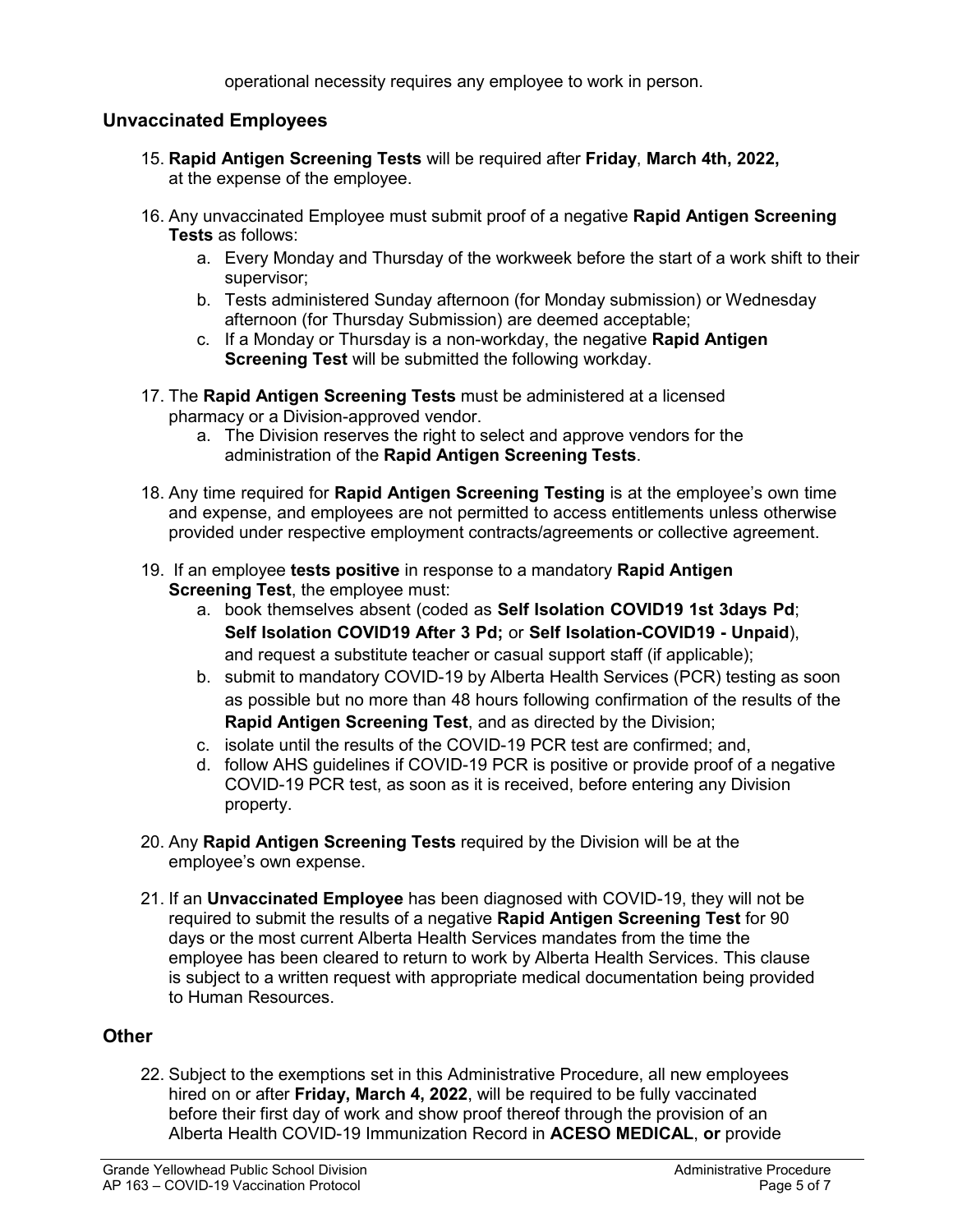operational necessity requires any employee to work in person.

## Unvaccinated Employees

15. **Rapid Antigen Screening Tests** will be required after **Friday**, **March 4th, 2022,** at the expense of the employee.

16. Any unvaccinated Employee must submit proof of a negative **Rapid Antigen Screening Tests** as follows:
    a. Every Monday and Thursday of the workweek before the start of a work shift to their supervisor;
    b. Tests administered Sunday afternoon (for Monday submission) or Wednesday afternoon (for Thursday Submission) are deemed acceptable;
    c. If a Monday or Thursday is a non-workday, the negative **Rapid Antigen Screening Test** will be submitted the following workday.

17. The **Rapid Antigen Screening Tests** must be administered at a licensed pharmacy or a Division-approved vendor.
    a. The Division reserves the right to select and approve vendors for the administration of the **Rapid Antigen Screening Tests**.

18. Any time required for **Rapid Antigen Screening Testing** is at the employee's own time and expense, and employees are not permitted to access entitlements unless otherwise provided under respective employment contracts/agreements or collective agreement.

19. If an employee **tests positive** in response to a mandatory **Rapid Antigen Screening Test**, the employee must:
    a. book themselves absent (coded as **Self Isolation COVID19 1st 3days Pd**; **Self Isolation COVID19 After 3 Pd;** or **Self Isolation-COVID19 - Unpaid**), and request a substitute teacher or casual support staff (if applicable);
    b. submit to mandatory COVID-19 by Alberta Health Services (PCR) testing as soon as possible but no more than 48 hours following confirmation of the results of the **Rapid Antigen Screening Test**, and as directed by the Division;
    c. isolate until the results of the COVID-19 PCR test are confirmed; and,
    d. follow AHS guidelines if COVID-19 PCR is positive or provide proof of a negative COVID-19 PCR test, as soon as it is received, before entering any Division property.

20. Any **Rapid Antigen Screening Tests** required by the Division will be at the employee's own expense.

21. If an **Unvaccinated Employee** has been diagnosed with COVID-19, they will not be required to submit the results of a negative **Rapid Antigen Screening Test** for 90 days or the most current Alberta Health Services mandates from the time the employee has been cleared to return to work by Alberta Health Services. This clause is subject to a written request with appropriate medical documentation being provided to Human Resources.

## Other

22. Subject to the exemptions set in this Administrative Procedure, all new employees hired on or after **Friday, March 4, 2022**, will be required to be fully vaccinated before their first day of work and show proof thereof through the provision of an Alberta Health COVID-19 Immunization Record in **ACESO MEDICAL**, **or** provide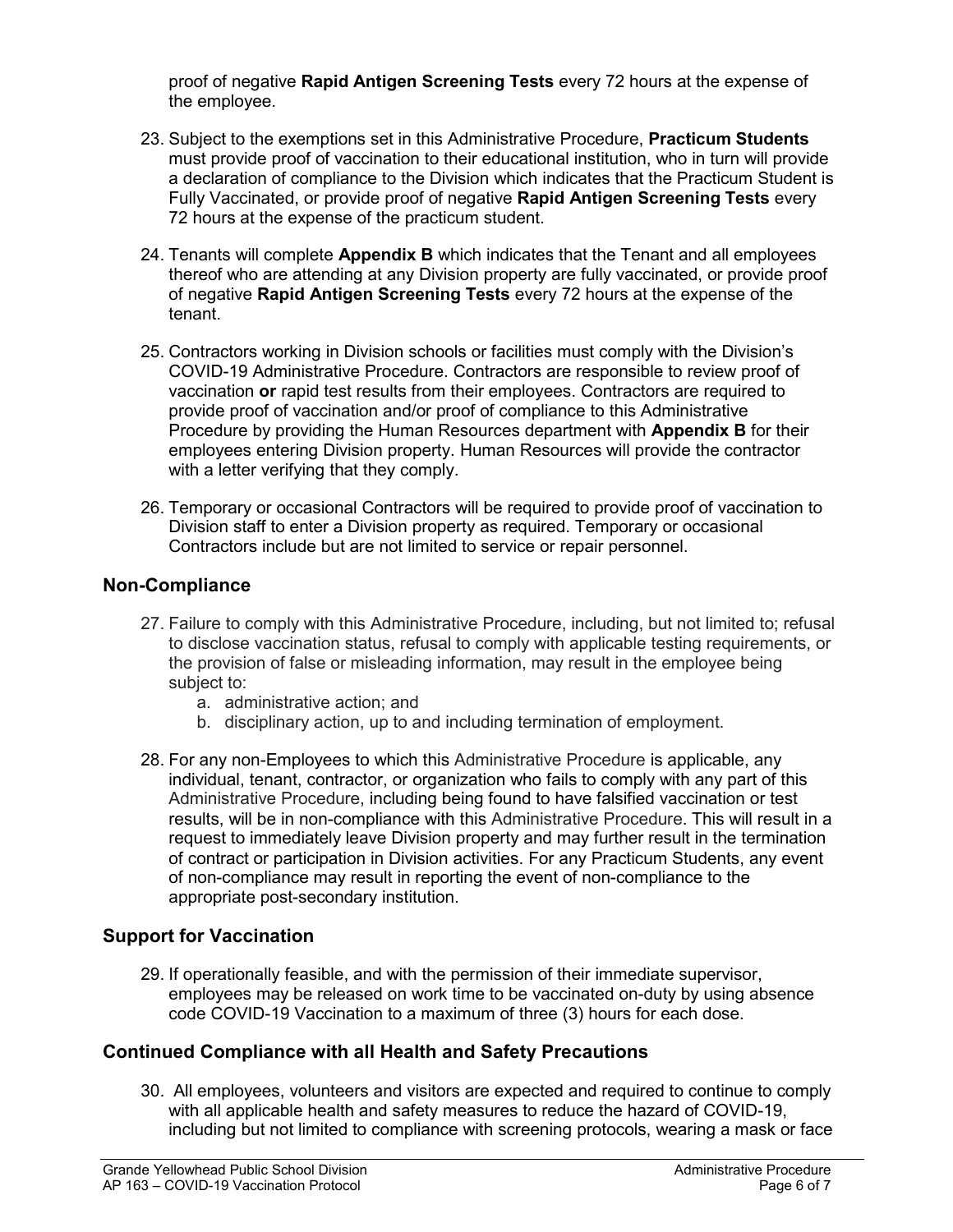proof of negative **Rapid Antigen Screening Tests** every 72 hours at the expense of the employee.

23. Subject to the exemptions set in this Administrative Procedure, **Practicum Students** must provide proof of vaccination to their educational institution, who in turn will provide a declaration of compliance to the Division which indicates that the Practicum Student is Fully Vaccinated, or provide proof of negative **Rapid Antigen Screening Tests** every 72 hours at the expense of the practicum student.

24. Tenants will complete **Appendix B** which indicates that the Tenant and all employees thereof who are attending at any Division property are fully vaccinated, or provide proof of negative **Rapid Antigen Screening Tests** every 72 hours at the expense of the tenant.

25. Contractors working in Division schools or facilities must comply with the Division's COVID-19 Administrative Procedure. Contractors are responsible to review proof of vaccination **or** rapid test results from their employees. Contractors are required to provide proof of vaccination and/or proof of compliance to this Administrative Procedure by providing the Human Resources department with **Appendix B** for their employees entering Division property. Human Resources will provide the contractor with a letter verifying that they comply.

26. Temporary or occasional Contractors will be required to provide proof of vaccination to Division staff to enter a Division property as required. Temporary or occasional Contractors include but are not limited to service or repair personnel.

## Non-Compliance

27. Failure to comply with this Administrative Procedure, including, but not limited to; refusal to disclose vaccination status, refusal to comply with applicable testing requirements, or the provision of false or misleading information, may result in the employee being subject to:
    a. administrative action; and
    b. disciplinary action, up to and including termination of employment.

28. For any non-Employees to which this Administrative Procedure is applicable, any individual, tenant, contractor, or organization who fails to comply with any part of this Administrative Procedure, including being found to have falsified vaccination or test results, will be in non-compliance with this Administrative Procedure. This will result in a request to immediately leave Division property and may further result in the termination of contract or participation in Division activities. For any Practicum Students, any event of non-compliance may result in reporting the event of non-compliance to the appropriate post-secondary institution.

## Support for Vaccination

29. If operationally feasible, and with the permission of their immediate supervisor, employees may be released on work time to be vaccinated on-duty by using absence code COVID-19 Vaccination to a maximum of three (3) hours for each dose.

## Continued Compliance with all Health and Safety Precautions

30. All employees, volunteers and visitors are expected and required to continue to comply with all applicable health and safety measures to reduce the hazard of COVID-19, including but not limited to compliance with screening protocols, wearing a mask or face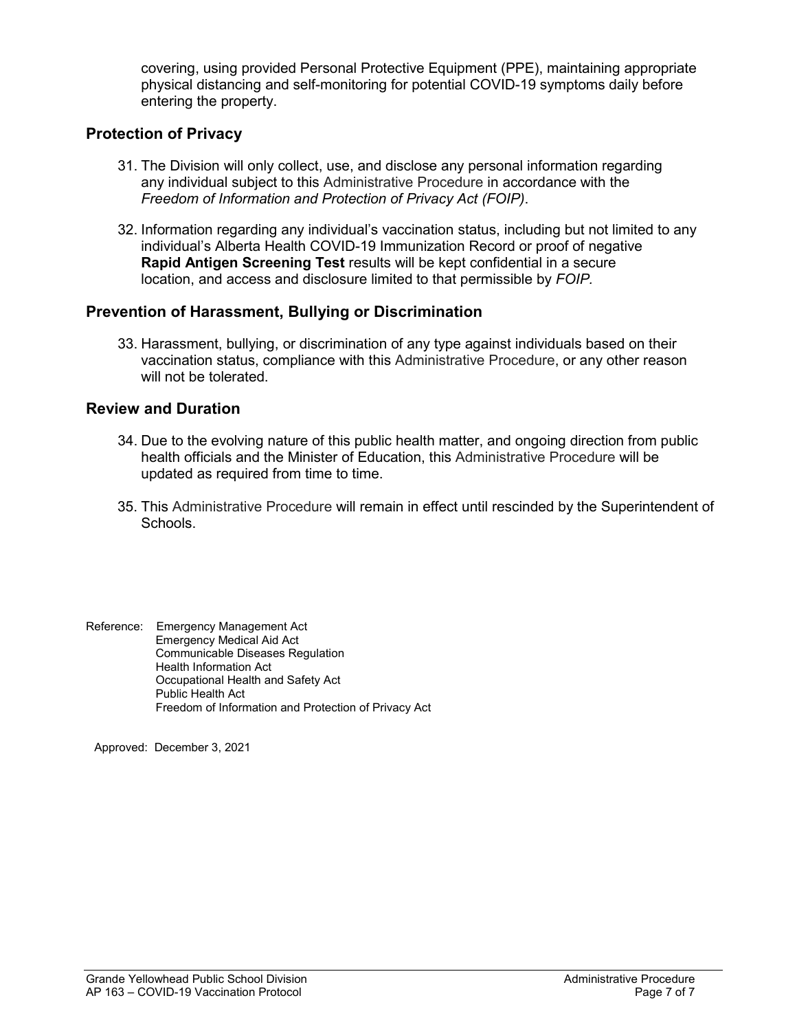covering, using provided Personal Protective Equipment (PPE), maintaining appropriate physical distancing and self-monitoring for potential COVID-19 symptoms daily before entering the property.

## Protection of Privacy

31. The Division will only collect, use, and disclose any personal information regarding any individual subject to this Administrative Procedure in accordance with the *Freedom of Information and Protection of Privacy Act (FOIP)*.

32. Information regarding any individual's vaccination status, including but not limited to any individual's Alberta Health COVID-19 Immunization Record or proof of negative **Rapid Antigen Screening Test** results will be kept confidential in a secure location, and access and disclosure limited to that permissible by *FOIP.*

## Prevention of Harassment, Bullying or Discrimination

33. Harassment, bullying, or discrimination of any type against individuals based on their vaccination status, compliance with this Administrative Procedure, or any other reason will not be tolerated.

## Review and Duration

34. Due to the evolving nature of this public health matter, and ongoing direction from public health officials and the Minister of Education, this Administrative Procedure will be updated as required from time to time.

35. This Administrative Procedure will remain in effect until rescinded by the Superintendent of Schools.

Reference: Emergency Management Act
Emergency Medical Aid Act
Communicable Diseases Regulation
Health Information Act
Occupational Health and Safety Act
Public Health Act
Freedom of Information and Protection of Privacy Act

Approved: December 3, 2021